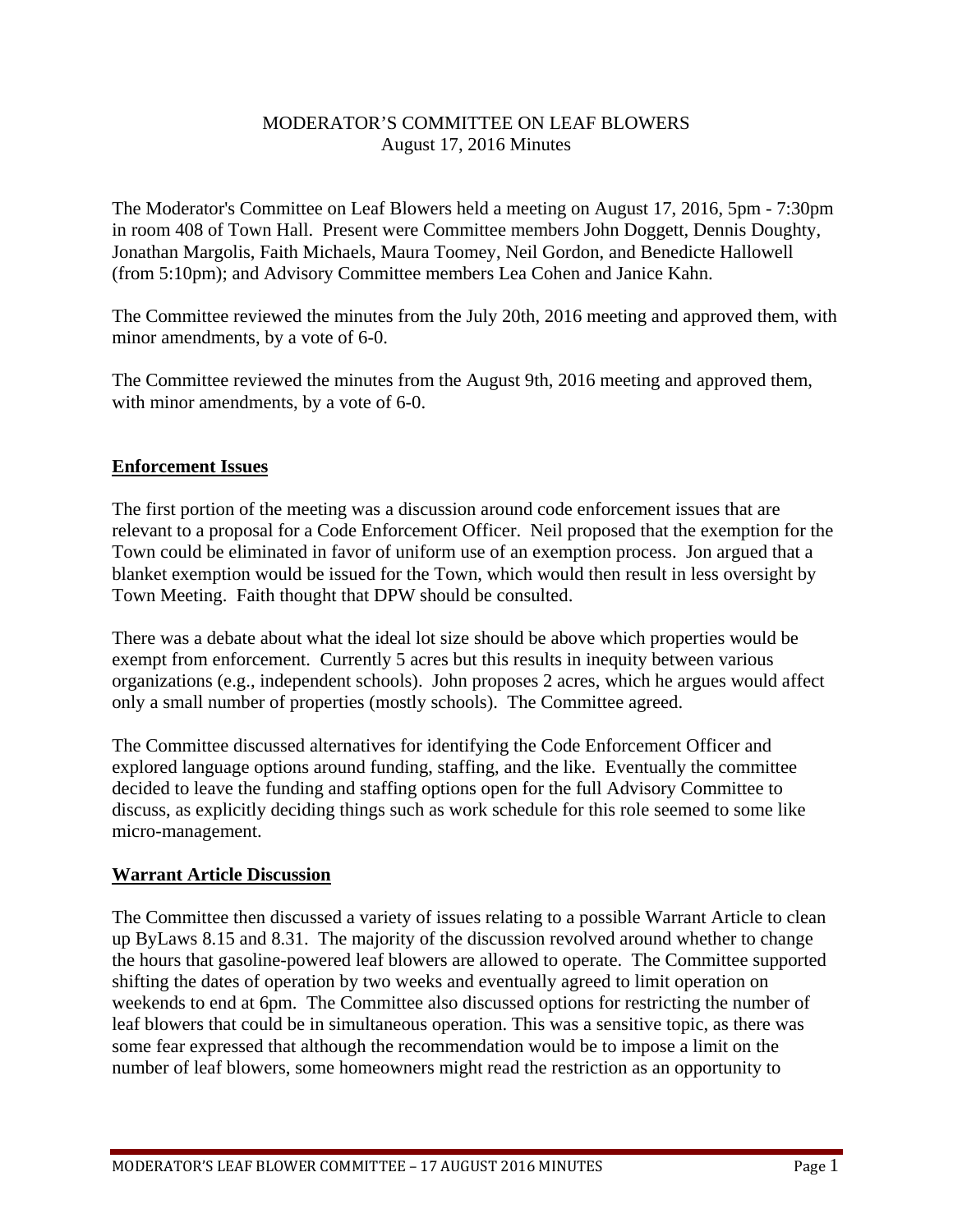MODERATOR'S COMMITTEE ON LEAF BLOWERS
August 17, 2016 Minutes

The Moderator's Committee on Leaf Blowers held a meeting on August 17, 2016, 5pm - 7:30pm in room 408 of Town Hall. Present were Committee members John Doggett, Dennis Doughty, Jonathan Margolis, Faith Michaels, Maura Toomey, Neil Gordon, and Benedicte Hallowell (from 5:10pm); and Advisory Committee members Lea Cohen and Janice Kahn.

The Committee reviewed the minutes from the July 20th, 2016 meeting and approved them, with minor amendments, by a vote of 6-0.

The Committee reviewed the minutes from the August 9th, 2016 meeting and approved them, with minor amendments, by a vote of 6-0.

## Enforcement Issues

The first portion of the meeting was a discussion around code enforcement issues that are relevant to a proposal for a Code Enforcement Officer. Neil proposed that the exemption for the Town could be eliminated in favor of uniform use of an exemption process. Jon argued that a blanket exemption would be issued for the Town, which would then result in less oversight by Town Meeting. Faith thought that DPW should be consulted.

There was a debate about what the ideal lot size should be above which properties would be exempt from enforcement. Currently 5 acres but this results in inequity between various organizations (e.g., independent schools). John proposes 2 acres, which he argues would affect only a small number of properties (mostly schools). The Committee agreed.

The Committee discussed alternatives for identifying the Code Enforcement Officer and explored language options around funding, staffing, and the like. Eventually the committee decided to leave the funding and staffing options open for the full Advisory Committee to discuss, as explicitly deciding things such as work schedule for this role seemed to some like micro-management.

## Warrant Article Discussion

The Committee then discussed a variety of issues relating to a possible Warrant Article to clean up ByLaws 8.15 and 8.31. The majority of the discussion revolved around whether to change the hours that gasoline-powered leaf blowers are allowed to operate. The Committee supported shifting the dates of operation by two weeks and eventually agreed to limit operation on weekends to end at 6pm. The Committee also discussed options for restricting the number of leaf blowers that could be in simultaneous operation. This was a sensitive topic, as there was some fear expressed that although the recommendation would be to impose a limit on the number of leaf blowers, some homeowners might read the restriction as an opportunity to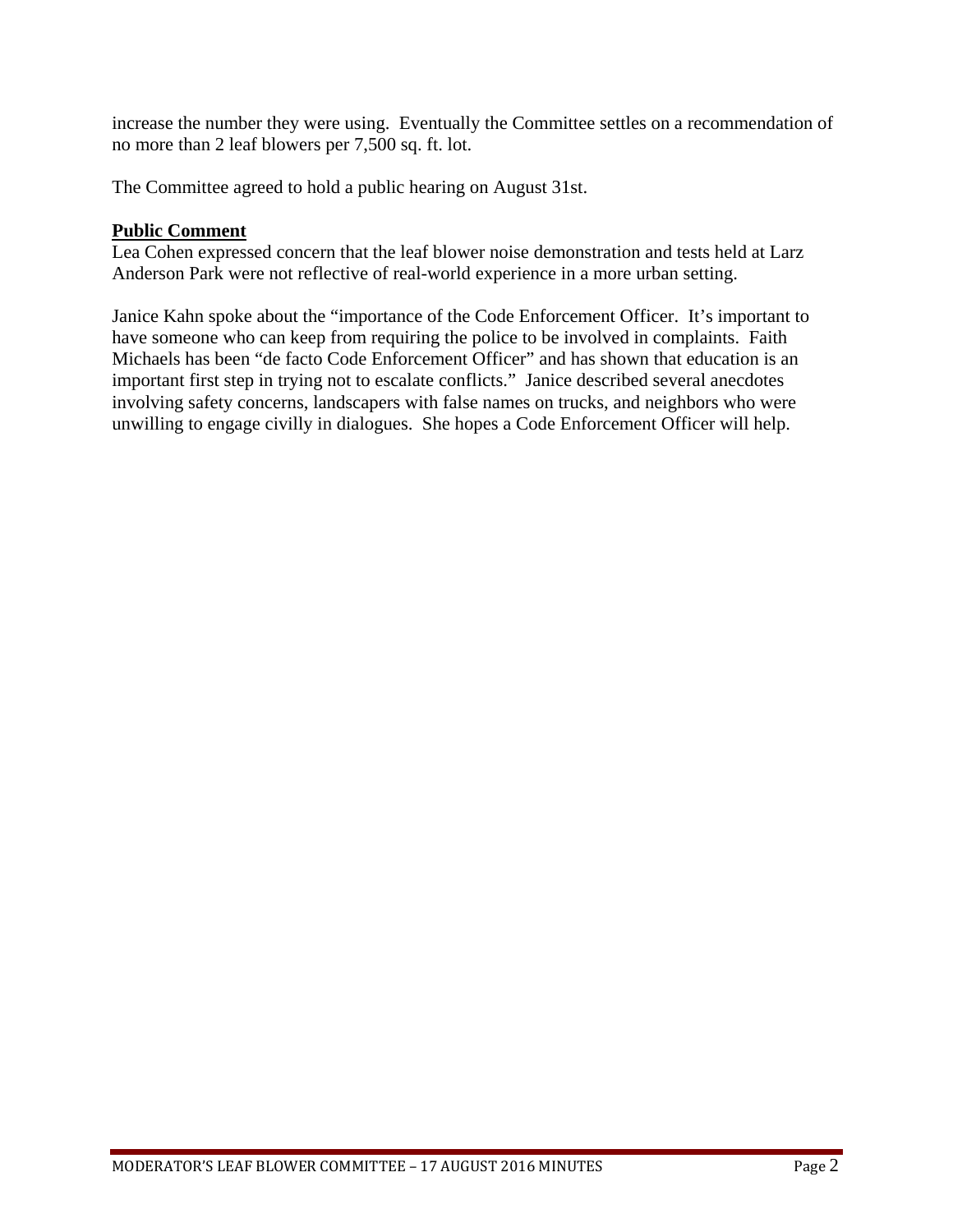increase the number they were using. Eventually the Committee settles on a recommendation of no more than 2 leaf blowers per 7,500 sq. ft. lot.

The Committee agreed to hold a public hearing on August 31st.

**Public Comment**

Lea Cohen expressed concern that the leaf blower noise demonstration and tests held at Larz Anderson Park were not reflective of real-world experience in a more urban setting.

Janice Kahn spoke about the "importance of the Code Enforcement Officer. It's important to have someone who can keep from requiring the police to be involved in complaints. Faith Michaels has been "de facto Code Enforcement Officer" and has shown that education is an important first step in trying not to escalate conflicts." Janice described several anecdotes involving safety concerns, landscapers with false names on trucks, and neighbors who were unwilling to engage civilly in dialogues. She hopes a Code Enforcement Officer will help.